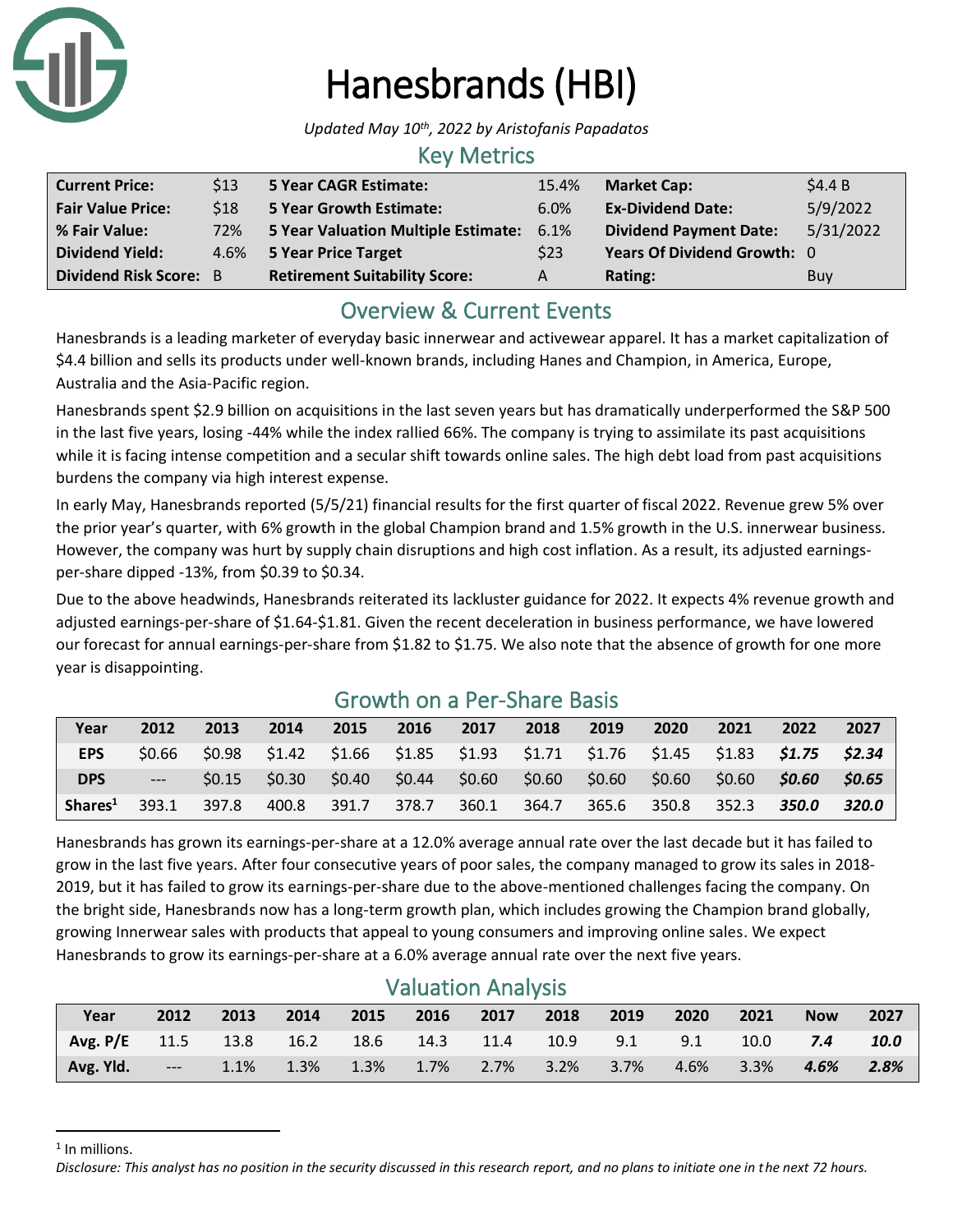# Hanesbrands (HBI)

*Updated May 10th, 2022 by Aristofanis Papadatos*

## Key Metrics

| | | | | | |
|---|---|---|---|---|---|
| **Current Price:** | $13 | **5 Year CAGR Estimate:** | 15.4% | **Market Cap:** | $4.4 B |
| **Fair Value Price:** | $18 | **5 Year Growth Estimate:** | 6.0% | **Ex-Dividend Date:** | 5/9/2022 |
| **% Fair Value:** | 72% | **5 Year Valuation Multiple Estimate:** | 6.1% | **Dividend Payment Date:** | 5/31/2022 |
| **Dividend Yield:** | 4.6% | **5 Year Price Target** | $23 | **Years Of Dividend Growth:** | 0 |
| **Dividend Risk Score:** | B | **Retirement Suitability Score:** | A | **Rating:** | Buy |

## Overview & Current Events

Hanesbrands is a leading marketer of everyday basic innerwear and activewear apparel. It has a market capitalization of $4.4 billion and sells its products under well-known brands, including Hanes and Champion, in America, Europe, Australia and the Asia-Pacific region.

Hanesbrands spent $2.9 billion on acquisitions in the last seven years but has dramatically underperformed the S&P 500 in the last five years, losing -44% while the index rallied 66%. The company is trying to assimilate its past acquisitions while it is facing intense competition and a secular shift towards online sales. The high debt load from past acquisitions burdens the company via high interest expense.

In early May, Hanesbrands reported (5/5/21) financial results for the first quarter of fiscal 2022. Revenue grew 5% over the prior year's quarter, with 6% growth in the global Champion brand and 1.5% growth in the U.S. innerwear business. However, the company was hurt by supply chain disruptions and high cost inflation. As a result, its adjusted earnings-per-share dipped -13%, from $0.39 to $0.34.

Due to the above headwinds, Hanesbrands reiterated its lackluster guidance for 2022. It expects 4% revenue growth and adjusted earnings-per-share of $1.64-$1.81. Given the recent deceleration in business performance, we have lowered our forecast for annual earnings-per-share from $1.82 to $1.75. We also note that the absence of growth for one more year is disappointing.

## Growth on a Per-Share Basis

| Year | 2012 | 2013 | 2014 | 2015 | 2016 | 2017 | 2018 | 2019 | 2020 | 2021 | 2022 | 2027 |
|---|---|---|---|---|---|---|---|---|---|---|---|---|
| **EPS** | $0.66 | $0.98 | $1.42 | $1.66 | $1.85 | $1.93 | $1.71 | $1.76 | $1.45 | $1.83 | ***$1.75*** | ***$2.34*** |
| **DPS** | --- | $0.15 | $0.30 | $0.40 | $0.44 | $0.60 | $0.60 | $0.60 | $0.60 | $0.60 | ***$0.60*** | ***$0.65*** |
| **Shares[1]** | 393.1 | 397.8 | 400.8 | 391.7 | 378.7 | 360.1 | 364.7 | 365.6 | 350.8 | 352.3 | ***350.0*** | ***320.0*** |

Hanesbrands has grown its earnings-per-share at a 12.0% average annual rate over the last decade but it has failed to grow in the last five years. After four consecutive years of poor sales, the company managed to grow its sales in 2018-2019, but it has failed to grow its earnings-per-share due to the above-mentioned challenges facing the company. On the bright side, Hanesbrands now has a long-term growth plan, which includes growing the Champion brand globally, growing Innerwear sales with products that appeal to young consumers and improving online sales. We expect Hanesbrands to grow its earnings-per-share at a 6.0% average annual rate over the next five years.

## Valuation Analysis

| Year | 2012 | 2013 | 2014 | 2015 | 2016 | 2017 | 2018 | 2019 | 2020 | 2021 | Now | 2027 |
|---|---|---|---|---|---|---|---|---|---|---|---|---|
| **Avg. P/E** | 11.5 | 13.8 | 16.2 | 18.6 | 14.3 | 11.4 | 10.9 | 9.1 | 9.1 | 10.0 | ***7.4*** | ***10.0*** |
| **Avg. Yld.** | --- | 1.1% | 1.3% | 1.3% | 1.7% | 2.7% | 3.2% | 3.7% | 4.6% | 3.3% | ***4.6%*** | ***2.8%*** |

[1] In millions.

*Disclosure: This analyst has no position in the security discussed in this research report, and no plans to initiate one in the next 72 hours.*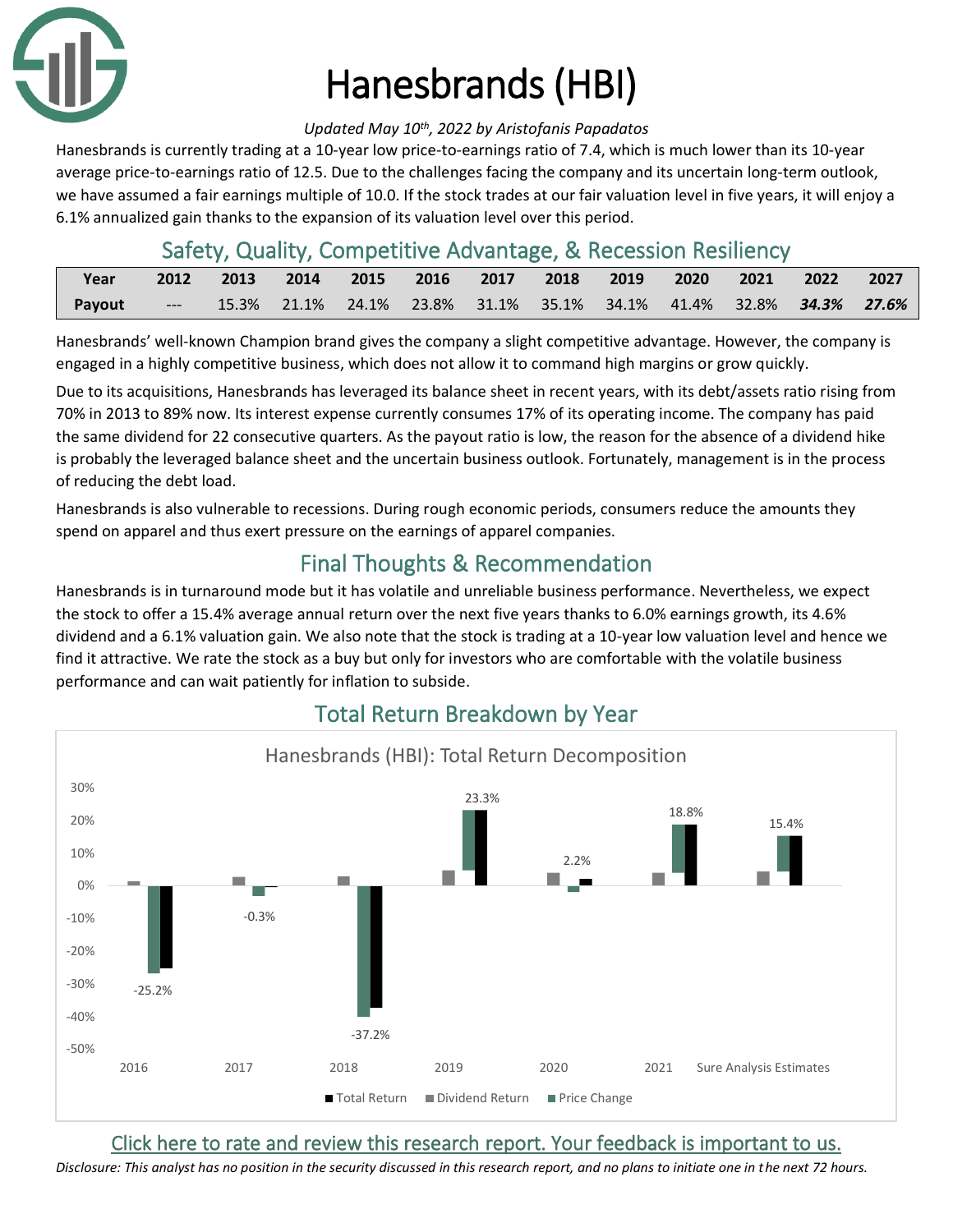# Hanesbrands (HBI)

*Updated May 10th, 2022 by Aristofanis Papadatos*

Hanesbrands is currently trading at a 10-year low price-to-earnings ratio of 7.4, which is much lower than its 10-year average price-to-earnings ratio of 12.5. Due to the challenges facing the company and its uncertain long-term outlook, we have assumed a fair earnings multiple of 10.0. If the stock trades at our fair valuation level in five years, it will enjoy a 6.1% annualized gain thanks to the expansion of its valuation level over this period.

## Safety, Quality, Competitive Advantage, & Recession Resiliency

| Year | 2012 | 2013 | 2014 | 2015 | 2016 | 2017 | 2018 | 2019 | 2020 | 2021 | 2022 | 2027 |
|---|---|---|---|---|---|---|---|---|---|---|---|---|
| Payout | --- | 15.3% | 21.1% | 24.1% | 23.8% | 31.1% | 35.1% | 34.1% | 41.4% | 32.8% | ***34.3%*** | ***27.6%*** |

Hanesbrands' well-known Champion brand gives the company a slight competitive advantage. However, the company is engaged in a highly competitive business, which does not allow it to command high margins or grow quickly.

Due to its acquisitions, Hanesbrands has leveraged its balance sheet in recent years, with its debt/assets ratio rising from 70% in 2013 to 89% now. Its interest expense currently consumes 17% of its operating income. The company has paid the same dividend for 22 consecutive quarters. As the payout ratio is low, the reason for the absence of a dividend hike is probably the leveraged balance sheet and the uncertain business outlook. Fortunately, management is in the process of reducing the debt load.

Hanesbrands is also vulnerable to recessions. During rough economic periods, consumers reduce the amounts they spend on apparel and thus exert pressure on the earnings of apparel companies.

## Final Thoughts & Recommendation

Hanesbrands is in turnaround mode but it has volatile and unreliable business performance. Nevertheless, we expect the stock to offer a 15.4% average annual return over the next five years thanks to 6.0% earnings growth, its 4.6% dividend and a 6.1% valuation gain. We also note that the stock is trading at a 10-year low valuation level and hence we find it attractive. We rate the stock as a buy but only for investors who are comfortable with the volatile business performance and can wait patiently for inflation to subside.

## Total Return Breakdown by Year

Hanesbrands (HBI): Total Return Decomposition

| Year | Total Return |
|---|---|
| 2016 | -25.2% |
| 2017 | -0.3% |
| 2018 | -37.2% |
| 2019 | 23.3% |
| 2020 | 2.2% |
| 2021 | 18.8% |
| Sure Analysis Estimates | 15.4% |

Total Return | Dividend Return | Price Change

Click here to rate and review this research report. Your feedback is important to us.

*Disclosure: This analyst has no position in the security discussed in this research report, and no plans to initiate one in the next 72 hours.*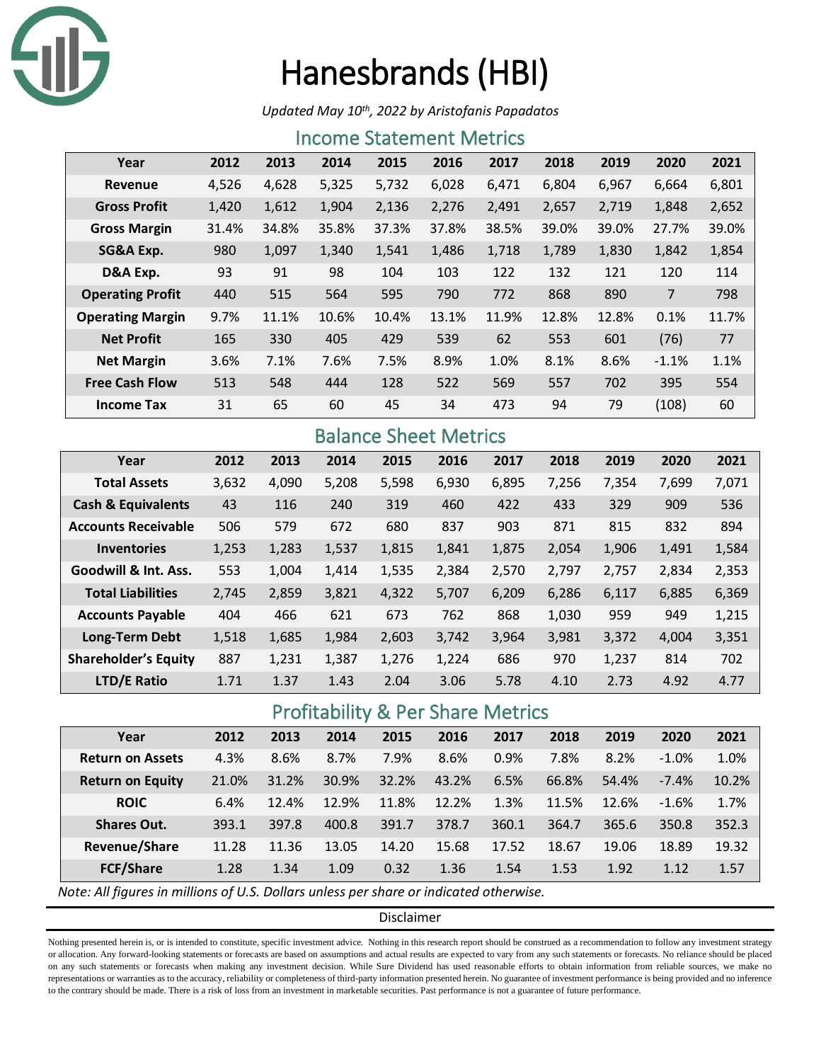# Hanesbrands (HBI)

*Updated May 10th, 2022 by Aristofanis Papadatos*

## Income Statement Metrics

| Year | 2012 | 2013 | 2014 | 2015 | 2016 | 2017 | 2018 | 2019 | 2020 | 2021 |
|---|---|---|---|---|---|---|---|---|---|---|
| Revenue | 4,526 | 4,628 | 5,325 | 5,732 | 6,028 | 6,471 | 6,804 | 6,967 | 6,664 | 6,801 |
| Gross Profit | 1,420 | 1,612 | 1,904 | 2,136 | 2,276 | 2,491 | 2,657 | 2,719 | 1,848 | 2,652 |
| Gross Margin | 31.4% | 34.8% | 35.8% | 37.3% | 37.8% | 38.5% | 39.0% | 39.0% | 27.7% | 39.0% |
| SG&A Exp. | 980 | 1,097 | 1,340 | 1,541 | 1,486 | 1,718 | 1,789 | 1,830 | 1,842 | 1,854 |
| D&A Exp. | 93 | 91 | 98 | 104 | 103 | 122 | 132 | 121 | 120 | 114 |
| Operating Profit | 440 | 515 | 564 | 595 | 790 | 772 | 868 | 890 | 7 | 798 |
| Operating Margin | 9.7% | 11.1% | 10.6% | 10.4% | 13.1% | 11.9% | 12.8% | 12.8% | 0.1% | 11.7% |
| Net Profit | 165 | 330 | 405 | 429 | 539 | 62 | 553 | 601 | (76) | 77 |
| Net Margin | 3.6% | 7.1% | 7.6% | 7.5% | 8.9% | 1.0% | 8.1% | 8.6% | -1.1% | 1.1% |
| Free Cash Flow | 513 | 548 | 444 | 128 | 522 | 569 | 557 | 702 | 395 | 554 |
| Income Tax | 31 | 65 | 60 | 45 | 34 | 473 | 94 | 79 | (108) | 60 |

## Balance Sheet Metrics

| Year | 2012 | 2013 | 2014 | 2015 | 2016 | 2017 | 2018 | 2019 | 2020 | 2021 |
|---|---|---|---|---|---|---|---|---|---|---|
| Total Assets | 3,632 | 4,090 | 5,208 | 5,598 | 6,930 | 6,895 | 7,256 | 7,354 | 7,699 | 7,071 |
| Cash & Equivalents | 43 | 116 | 240 | 319 | 460 | 422 | 433 | 329 | 909 | 536 |
| Accounts Receivable | 506 | 579 | 672 | 680 | 837 | 903 | 871 | 815 | 832 | 894 |
| Inventories | 1,253 | 1,283 | 1,537 | 1,815 | 1,841 | 1,875 | 2,054 | 1,906 | 1,491 | 1,584 |
| Goodwill & Int. Ass. | 553 | 1,004 | 1,414 | 1,535 | 2,384 | 2,570 | 2,797 | 2,757 | 2,834 | 2,353 |
| Total Liabilities | 2,745 | 2,859 | 3,821 | 4,322 | 5,707 | 6,209 | 6,286 | 6,117 | 6,885 | 6,369 |
| Accounts Payable | 404 | 466 | 621 | 673 | 762 | 868 | 1,030 | 959 | 949 | 1,215 |
| Long-Term Debt | 1,518 | 1,685 | 1,984 | 2,603 | 3,742 | 3,964 | 3,981 | 3,372 | 4,004 | 3,351 |
| Shareholder's Equity | 887 | 1,231 | 1,387 | 1,276 | 1,224 | 686 | 970 | 1,237 | 814 | 702 |
| LTD/E Ratio | 1.71 | 1.37 | 1.43 | 2.04 | 3.06 | 5.78 | 4.10 | 2.73 | 4.92 | 4.77 |

## Profitability & Per Share Metrics

| Year | 2012 | 2013 | 2014 | 2015 | 2016 | 2017 | 2018 | 2019 | 2020 | 2021 |
|---|---|---|---|---|---|---|---|---|---|---|
| Return on Assets | 4.3% | 8.6% | 8.7% | 7.9% | 8.6% | 0.9% | 7.8% | 8.2% | -1.0% | 1.0% |
| Return on Equity | 21.0% | 31.2% | 30.9% | 32.2% | 43.2% | 6.5% | 66.8% | 54.4% | -7.4% | 10.2% |
| ROIC | 6.4% | 12.4% | 12.9% | 11.8% | 12.2% | 1.3% | 11.5% | 12.6% | -1.6% | 1.7% |
| Shares Out. | 393.1 | 397.8 | 400.8 | 391.7 | 378.7 | 360.1 | 364.7 | 365.6 | 350.8 | 352.3 |
| Revenue/Share | 11.28 | 11.36 | 13.05 | 14.20 | 15.68 | 17.52 | 18.67 | 19.06 | 18.89 | 19.32 |
| FCF/Share | 1.28 | 1.34 | 1.09 | 0.32 | 1.36 | 1.54 | 1.53 | 1.92 | 1.12 | 1.57 |

*Note: All figures in millions of U.S. Dollars unless per share or indicated otherwise.*

Disclaimer

Nothing presented herein is, or is intended to constitute, specific investment advice. Nothing in this research report should be construed as a recommendation to follow any investment strategy or allocation. Any forward-looking statements or forecasts are based on assumptions and actual results are expected to vary from any such statements or forecasts. No reliance should be placed on any such statements or forecasts when making any investment decision. While Sure Dividend has used reasonable efforts to obtain information from reliable sources, we make no representations or warranties as to the accuracy, reliability or completeness of third-party information presented herein. No guarantee of investment performance is being provided and no inference to the contrary should be made. There is a risk of loss from an investment in marketable securities. Past performance is not a guarantee of future performance.